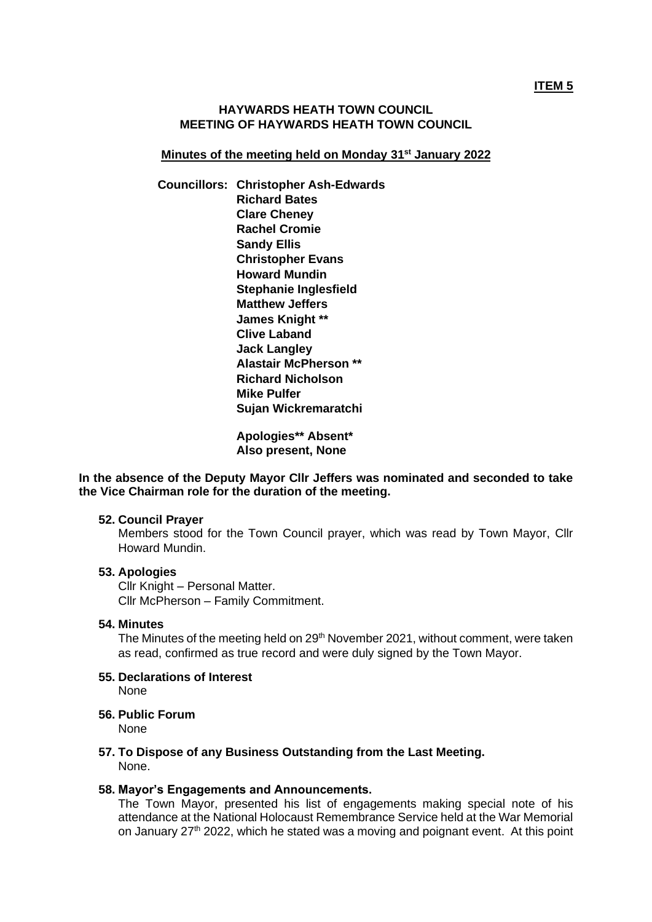**ITEM 5**

**HAYWARDS HEATH TOWN COUNCIL**
**MEETING OF HAYWARDS HEATH TOWN COUNCIL**

**Minutes of the meeting held on Monday 31st January 2022**

**Councillors:** **Christopher Ash-Edwards**
**Richard Bates**
**Clare Cheney**
**Rachel Cromie**
**Sandy Ellis**
**Christopher Evans**
**Howard Mundin**
**Stephanie Inglesfield**
**Matthew Jeffers**
**James Knight ****
**Clive Laband**
**Jack Langley**
**Alastair McPherson ****
**Richard Nicholson**
**Mike Pulfer**
**Sujan Wickremaratchi**

**Apologies** Absent***
**Also present, None**

**In the absence of the Deputy Mayor Cllr Jeffers was nominated and seconded to take the Vice Chairman role for the duration of the meeting.**

**52. Council Prayer**

Members stood for the Town Council prayer, which was read by Town Mayor, Cllr Howard Mundin.

**53. Apologies**

Cllr Knight – Personal Matter.
Cllr McPherson – Family Commitment.

**54. Minutes**

The Minutes of the meeting held on 29th November 2021, without comment, were taken as read, confirmed as true record and were duly signed by the Town Mayor.

**55. Declarations of Interest**

None

**56. Public Forum**

None

**57. To Dispose of any Business Outstanding from the Last Meeting.**

None.

**58. Mayor's Engagements and Announcements.**

The Town Mayor, presented his list of engagements making special note of his attendance at the National Holocaust Remembrance Service held at the War Memorial on January 27th 2022, which he stated was a moving and poignant event. At this point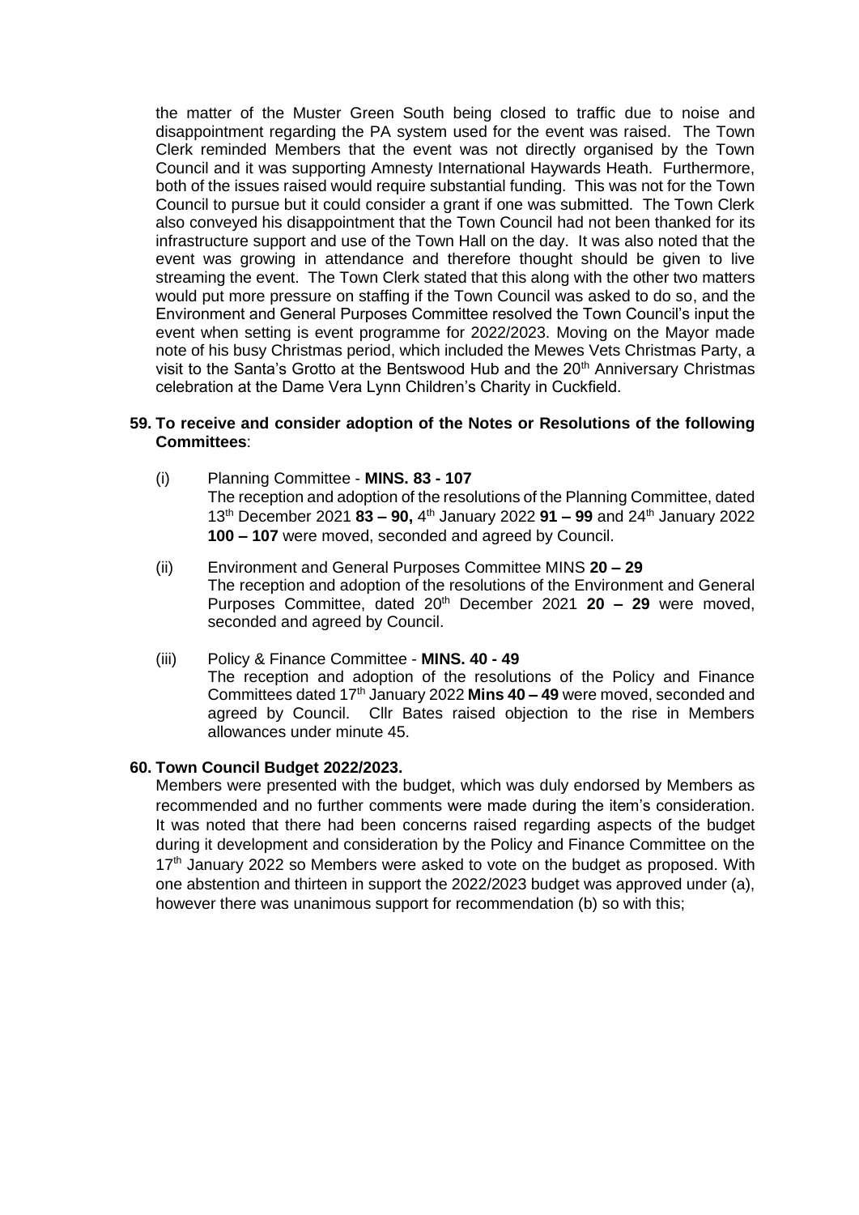the matter of the Muster Green South being closed to traffic due to noise and disappointment regarding the PA system used for the event was raised. The Town Clerk reminded Members that the event was not directly organised by the Town Council and it was supporting Amnesty International Haywards Heath. Furthermore, both of the issues raised would require substantial funding. This was not for the Town Council to pursue but it could consider a grant if one was submitted. The Town Clerk also conveyed his disappointment that the Town Council had not been thanked for its infrastructure support and use of the Town Hall on the day. It was also noted that the event was growing in attendance and therefore thought should be given to live streaming the event. The Town Clerk stated that this along with the other two matters would put more pressure on staffing if the Town Council was asked to do so, and the Environment and General Purposes Committee resolved the Town Council's input the event when setting is event programme for 2022/2023. Moving on the Mayor made note of his busy Christmas period, which included the Mewes Vets Christmas Party, a visit to the Santa's Grotto at the Bentswood Hub and the 20th Anniversary Christmas celebration at the Dame Vera Lynn Children's Charity in Cuckfield.

**59. To receive and consider adoption of the Notes or Resolutions of the following Committees**:

(i) Planning Committee - **MINS. 83 - 107**
The reception and adoption of the resolutions of the Planning Committee, dated 13th December 2021 **83 – 90,** 4th January 2022 **91 – 99** and 24th January 2022 **100 – 107** were moved, seconded and agreed by Council.

(ii) Environment and General Purposes Committee MINS **20 – 29**
The reception and adoption of the resolutions of the Environment and General Purposes Committee, dated 20th December 2021 **20 – 29** were moved, seconded and agreed by Council.

(iii) Policy & Finance Committee - **MINS. 40 - 49**
The reception and adoption of the resolutions of the Policy and Finance Committees dated 17th January 2022 **Mins 40 – 49** were moved, seconded and agreed by Council. Cllr Bates raised objection to the rise in Members allowances under minute 45.

**60. Town Council Budget 2022/2023.**

Members were presented with the budget, which was duly endorsed by Members as recommended and no further comments were made during the item's consideration. It was noted that there had been concerns raised regarding aspects of the budget during it development and consideration by the Policy and Finance Committee on the 17th January 2022 so Members were asked to vote on the budget as proposed. With one abstention and thirteen in support the 2022/2023 budget was approved under (a), however there was unanimous support for recommendation (b) so with this;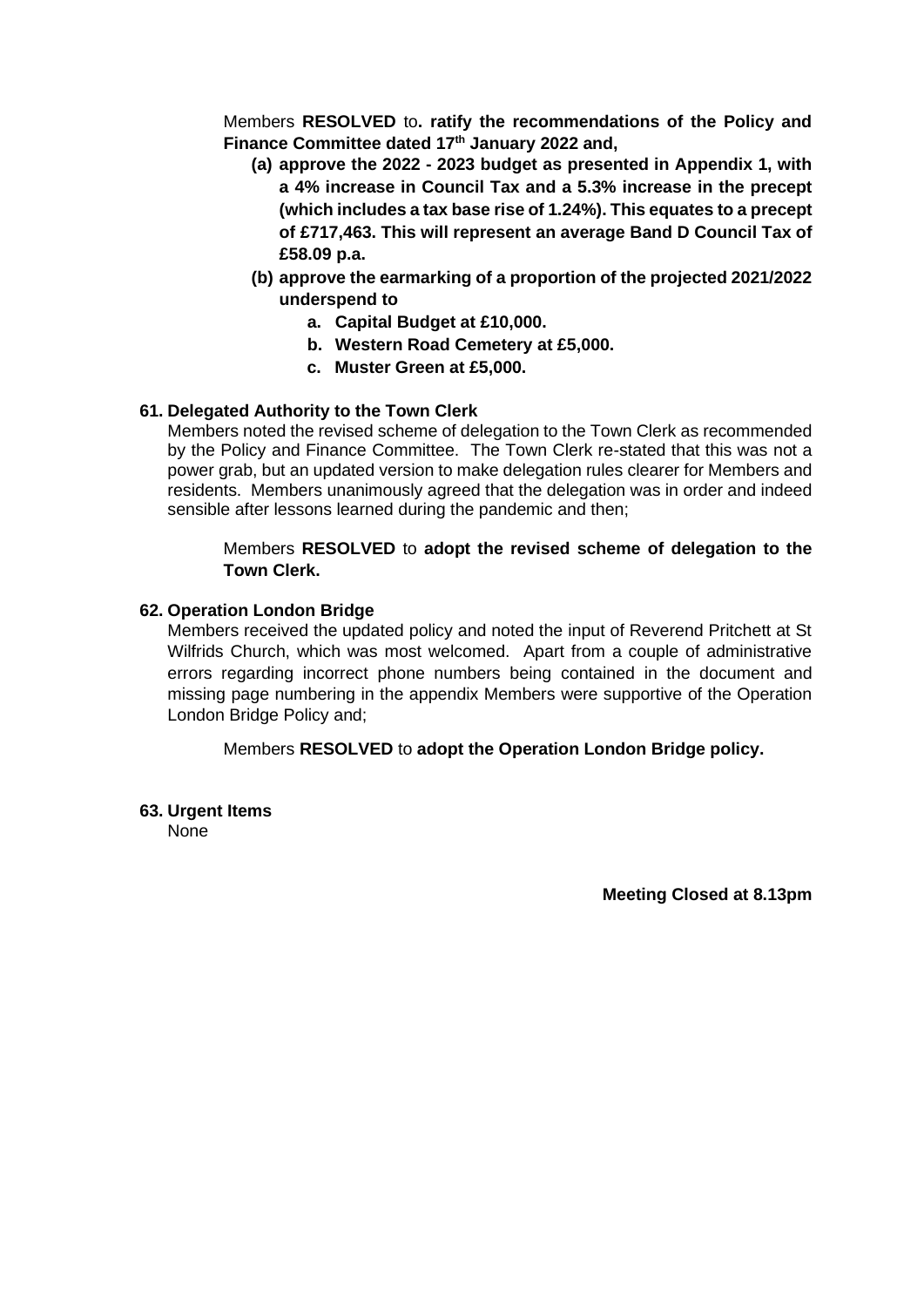Members **RESOLVED** to**. ratify the recommendations of the Policy and Finance Committee dated 17th January 2022 and,**

- **(a) approve the 2022 - 2023 budget as presented in Appendix 1, with a 4% increase in Council Tax and a 5.3% increase in the precept (which includes a tax base rise of 1.24%). This equates to a precept of £717,463. This will represent an average Band D Council Tax of £58.09 p.a.**
- **(b) approve the earmarking of a proportion of the projected 2021/2022 underspend to**
  - **a. Capital Budget at £10,000.**
  - **b. Western Road Cemetery at £5,000.**
  - **c. Muster Green at £5,000.**

**61. Delegated Authority to the Town Clerk**

Members noted the revised scheme of delegation to the Town Clerk as recommended by the Policy and Finance Committee. The Town Clerk re-stated that this was not a power grab, but an updated version to make delegation rules clearer for Members and residents. Members unanimously agreed that the delegation was in order and indeed sensible after lessons learned during the pandemic and then;

> Members **RESOLVED** to **adopt the revised scheme of delegation to the Town Clerk.**

**62. Operation London Bridge**

Members received the updated policy and noted the input of Reverend Pritchett at St Wilfrids Church, which was most welcomed. Apart from a couple of administrative errors regarding incorrect phone numbers being contained in the document and missing page numbering in the appendix Members were supportive of the Operation London Bridge Policy and;

> Members **RESOLVED** to **adopt the Operation London Bridge policy.**

**63. Urgent Items**

None

**Meeting Closed at 8.13pm**